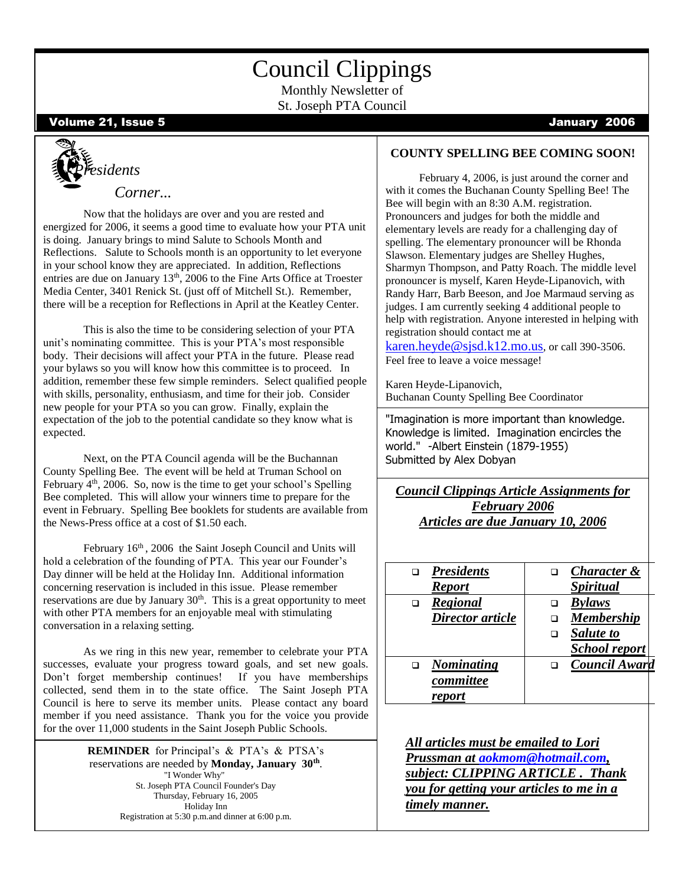# Council Clippings

Monthly Newsletter of
St. Joseph PTA Council

**Volume 21, Issue 5** **January 2006**

## *Presidents Corner...*

Now that the holidays are over and you are rested and energized for 2006, it seems a good time to evaluate how your PTA unit is doing. January brings to mind Salute to Schools Month and Reflections. Salute to Schools month is an opportunity to let everyone in your school know they are appreciated. In addition, Reflections entries are due on January 13th, 2006 to the Fine Arts Office at Troester Media Center, 3401 Renick St. (just off of Mitchell St.). Remember, there will be a reception for Reflections in April at the Keatley Center.

This is also the time to be considering selection of your PTA unit's nominating committee. This is your PTA's most responsible body. Their decisions will affect your PTA in the future. Please read your bylaws so you will know how this committee is to proceed. In addition, remember these few simple reminders. Select qualified people with skills, personality, enthusiasm, and time for their job. Consider new people for your PTA so you can grow. Finally, explain the expectation of the job to the potential candidate so they know what is expected.

Next, on the PTA Council agenda will be the Buchannan County Spelling Bee. The event will be held at Truman School on February 4th, 2006. So, now is the time to get your school's Spelling Bee completed. This will allow your winners time to prepare for the event in February. Spelling Bee booklets for students are available from the News-Press office at a cost of $1.50 each.

February 16th, 2006 the Saint Joseph Council and Units will hold a celebration of the founding of PTA. This year our Founder's Day dinner will be held at the Holiday Inn. Additional information concerning reservation is included in this issue. Please remember reservations are due by January 30th. This is a great opportunity to meet with other PTA members for an enjoyable meal with stimulating conversation in a relaxing setting.

As we ring in this new year, remember to celebrate your PTA successes, evaluate your progress toward goals, and set new goals. Don't forget membership continues! If you have memberships collected, send them in to the state office. The Saint Joseph PTA Council is here to serve its member units. Please contact any board member if you need assistance. Thank you for the voice you provide for the over 11,000 students in the Saint Joseph Public Schools.

**REMINDER** for Principal's & PTA's & PTSA's reservations are needed by **Monday, January 30th**.
"I Wonder Why"
St. Joseph PTA Council Founder's Day
Thursday, February 16, 2005
Holiday Inn
Registration at 5:30 p.m.and dinner at 6:00 p.m.

## COUNTY SPELLING BEE COMING SOON!

February 4, 2006, is just around the corner and with it comes the Buchanan County Spelling Bee! The Bee will begin with an 8:30 A.M. registration. Pronouncers and judges for both the middle and elementary levels are ready for a challenging day of spelling. The elementary pronouncer will be Rhonda Slawson. Elementary judges are Shelley Hughes, Sharmyn Thompson, and Patty Roach. The middle level pronouncer is myself, Karen Heyde-Lipanovich, with Randy Harr, Barb Beeson, and Joe Marmaud serving as judges. I am currently seeking 4 additional people to help with registration. Anyone interested in helping with registration should contact me at karen.heyde@sjsd.k12.mo.us, or call 390-3506. Feel free to leave a voice message!

Karen Heyde-Lipanovich,
Buchanan County Spelling Bee Coordinator

"Imagination is more important than knowledge. Knowledge is limited. Imagination encircles the world." -Albert Einstein (1879-1955)
Submitted by Alex Dobyan

## *Council Clippings Article Assignments for February 2006*
## *Articles are due January 10, 2006*

| | |
|---|---|
| ❑ ***Presidents Report*** | ❑ ***Character & Spiritual*** |
| ❑ ***Regional Director article*** | ❑ ***Bylaws*** <br> ❑ ***Membership*** <br> ❑ ***Salute to School report*** |
| ❑ ***Nominating committee report*** | ❑ ***Council Award*** |

***All articles must be emailed to Lori Prussman at aokmom@hotmail.com, subject: CLIPPING ARTICLE . Thank you for getting your articles to me in a timely manner.***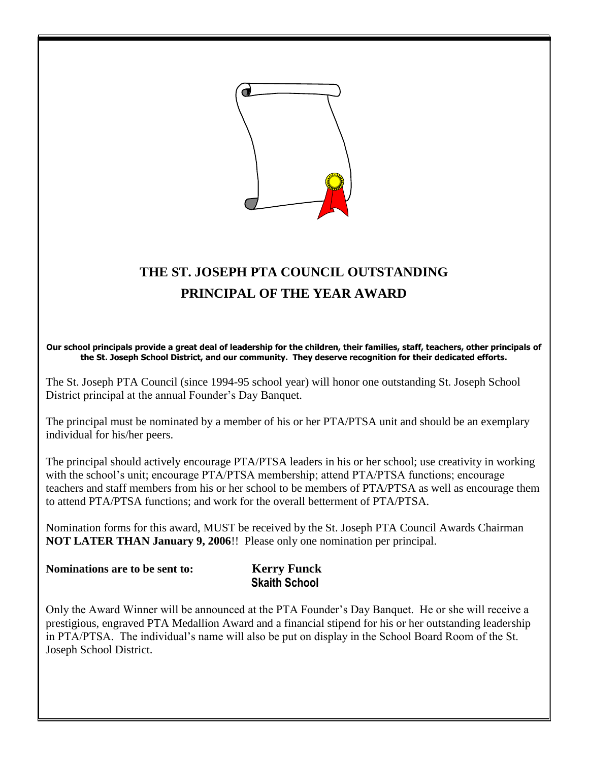# THE ST. JOSEPH PTA COUNCIL OUTSTANDING PRINCIPAL OF THE YEAR AWARD

**Our school principals provide a great deal of leadership for the children, their families, staff, teachers, other principals of the St. Joseph School District, and our community. They deserve recognition for their dedicated efforts.**

The St. Joseph PTA Council (since 1994-95 school year) will honor one outstanding St. Joseph School District principal at the annual Founder's Day Banquet.

The principal must be nominated by a member of his or her PTA/PTSA unit and should be an exemplary individual for his/her peers.

The principal should actively encourage PTA/PTSA leaders in his or her school; use creativity in working with the school's unit; encourage PTA/PTSA membership; attend PTA/PTSA functions; encourage teachers and staff members from his or her school to be members of PTA/PTSA as well as encourage them to attend PTA/PTSA functions; and work for the overall betterment of PTA/PTSA.

Nomination forms for this award, MUST be received by the St. Joseph PTA Council Awards Chairman **NOT LATER THAN January 9, 2006**!! Please only one nomination per principal.

**Nominations are to be sent to:** **Kerry Funck**
**Skaith School**

Only the Award Winner will be announced at the PTA Founder's Day Banquet. He or she will receive a prestigious, engraved PTA Medallion Award and a financial stipend for his or her outstanding leadership in PTA/PTSA. The individual's name will also be put on display in the School Board Room of the St. Joseph School District.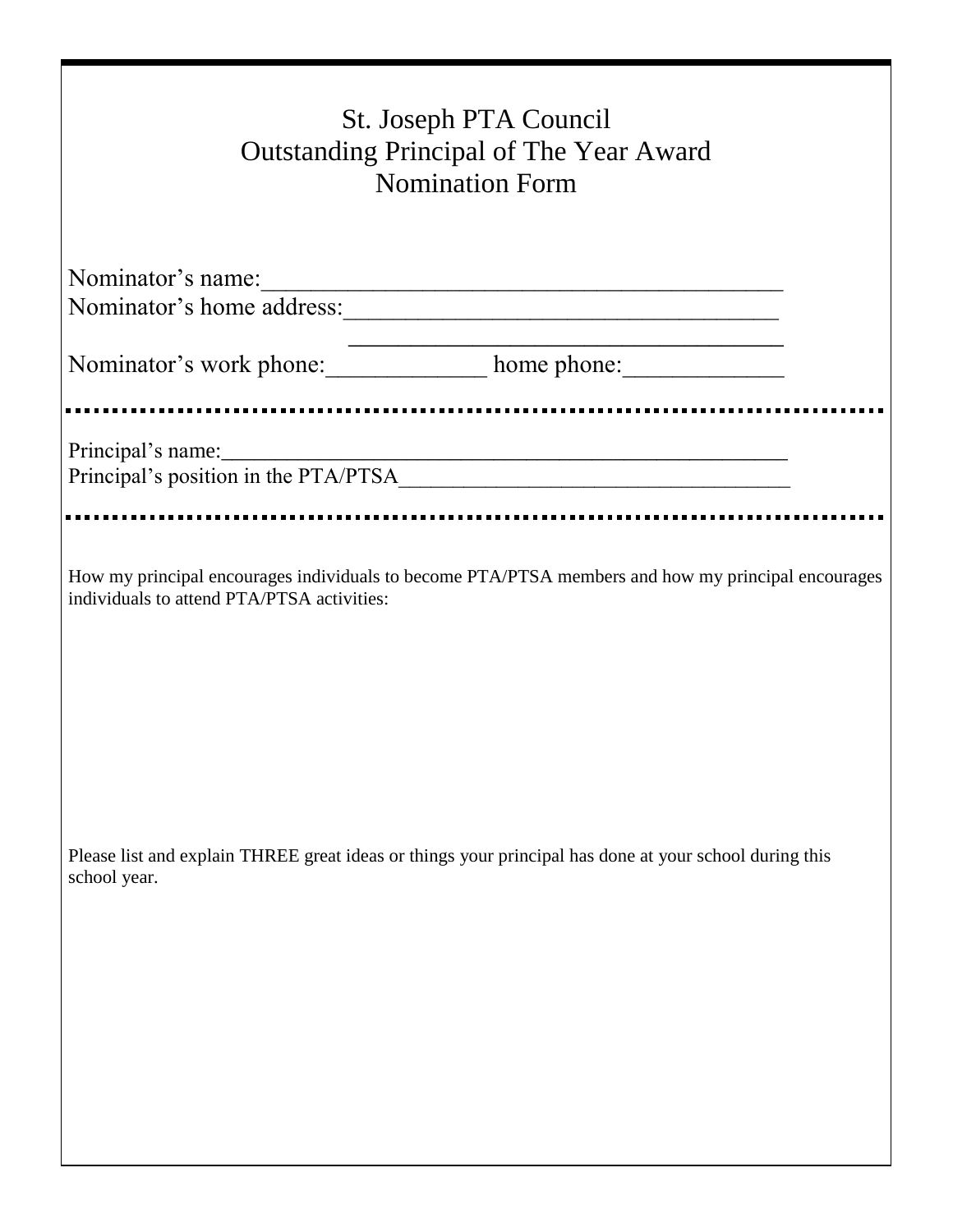# St. Joseph PTA Council
# Outstanding Principal of The Year Award
# Nomination Form

Nominator's name:___________________________________________

Nominator's home address:____________________________________

___________________________________

Nominator's work phone:_____________ home phone:_____________

---

Principal's name:_____________________________________________________

Principal's position in the PTA/PTSA___________________________________

---

How my principal encourages individuals to become PTA/PTSA members and how my principal encourages individuals to attend PTA/PTSA activities:

Please list and explain THREE great ideas or things your principal has done at your school during this school year.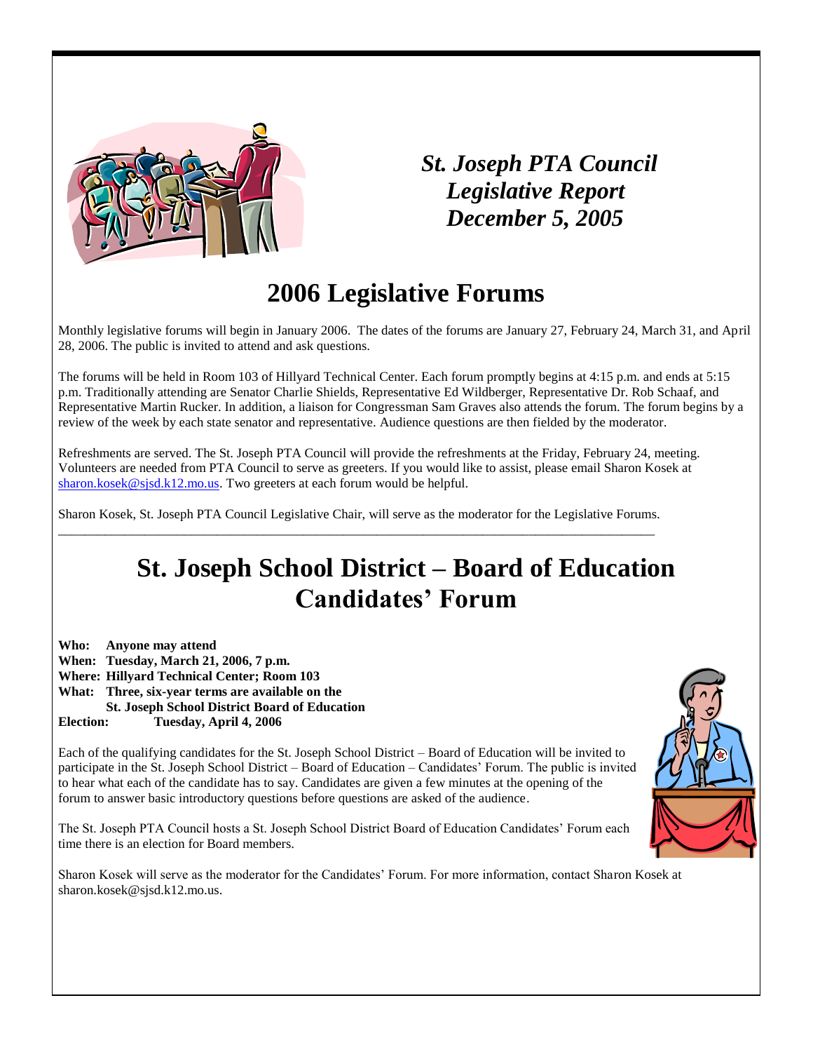*St. Joseph PTA Council*
*Legislative Report*
*December 5, 2005*

# 2006 Legislative Forums

Monthly legislative forums will begin in January 2006. The dates of the forums are January 27, February 24, March 31, and April 28, 2006. The public is invited to attend and ask questions.

The forums will be held in Room 103 of Hillyard Technical Center. Each forum promptly begins at 4:15 p.m. and ends at 5:15 p.m. Traditionally attending are Senator Charlie Shields, Representative Ed Wildberger, Representative Dr. Rob Schaaf, and Representative Martin Rucker. In addition, a liaison for Congressman Sam Graves also attends the forum. The forum begins by a review of the week by each state senator and representative. Audience questions are then fielded by the moderator.

Refreshments are served. The St. Joseph PTA Council will provide the refreshments at the Friday, February 24, meeting. Volunteers are needed from PTA Council to serve as greeters. If you would like to assist, please email Sharon Kosek at sharon.kosek@sjsd.k12.mo.us. Two greeters at each forum would be helpful.

Sharon Kosek, St. Joseph PTA Council Legislative Chair, will serve as the moderator for the Legislative Forums.

---

# St. Joseph School District – Board of Education Candidates' Forum

**Who: Anyone may attend**
**When: Tuesday, March 21, 2006, 7 p.m.**
**Where: Hillyard Technical Center; Room 103**
**What: Three, six-year terms are available on the St. Joseph School District Board of Education**
**Election: Tuesday, April 4, 2006**

Each of the qualifying candidates for the St. Joseph School District – Board of Education will be invited to participate in the St. Joseph School District – Board of Education – Candidates' Forum. The public is invited to hear what each of the candidate has to say. Candidates are given a few minutes at the opening of the forum to answer basic introductory questions before questions are asked of the audience.

The St. Joseph PTA Council hosts a St. Joseph School District Board of Education Candidates' Forum each time there is an election for Board members.

Sharon Kosek will serve as the moderator for the Candidates' Forum. For more information, contact Sharon Kosek at sharon.kosek@sjsd.k12.mo.us.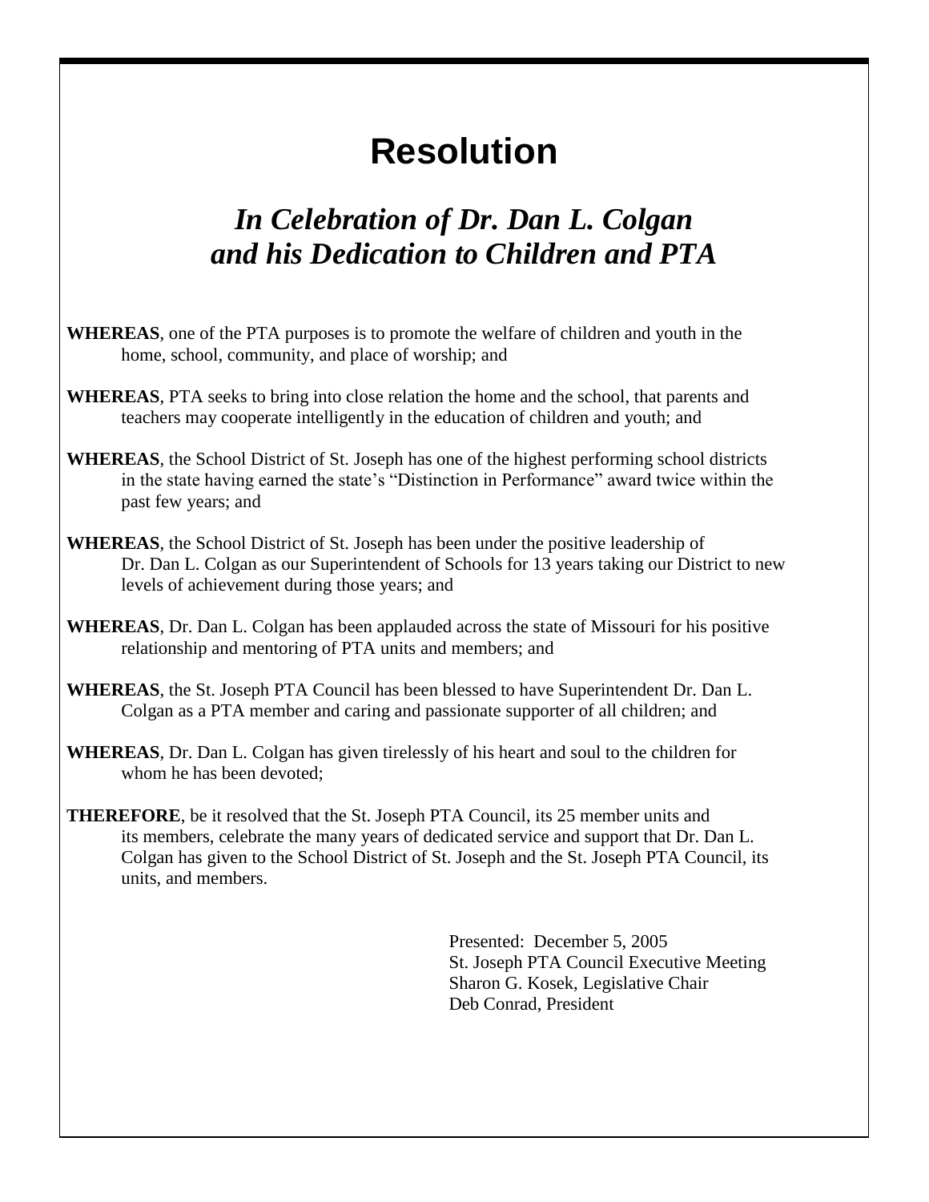# Resolution

## *In Celebration of Dr. Dan L. Colgan and his Dedication to Children and PTA*

**WHEREAS**, one of the PTA purposes is to promote the welfare of children and youth in the home, school, community, and place of worship; and

**WHEREAS**, PTA seeks to bring into close relation the home and the school, that parents and teachers may cooperate intelligently in the education of children and youth; and

**WHEREAS**, the School District of St. Joseph has one of the highest performing school districts in the state having earned the state's "Distinction in Performance" award twice within the past few years; and

**WHEREAS**, the School District of St. Joseph has been under the positive leadership of Dr. Dan L. Colgan as our Superintendent of Schools for 13 years taking our District to new levels of achievement during those years; and

**WHEREAS**, Dr. Dan L. Colgan has been applauded across the state of Missouri for his positive relationship and mentoring of PTA units and members; and

**WHEREAS**, the St. Joseph PTA Council has been blessed to have Superintendent Dr. Dan L. Colgan as a PTA member and caring and passionate supporter of all children; and

**WHEREAS**, Dr. Dan L. Colgan has given tirelessly of his heart and soul to the children for whom he has been devoted;

**THEREFORE**, be it resolved that the St. Joseph PTA Council, its 25 member units and its members, celebrate the many years of dedicated service and support that Dr. Dan L. Colgan has given to the School District of St. Joseph and the St. Joseph PTA Council, its units, and members.

Presented: December 5, 2005
St. Joseph PTA Council Executive Meeting
Sharon G. Kosek, Legislative Chair
Deb Conrad, President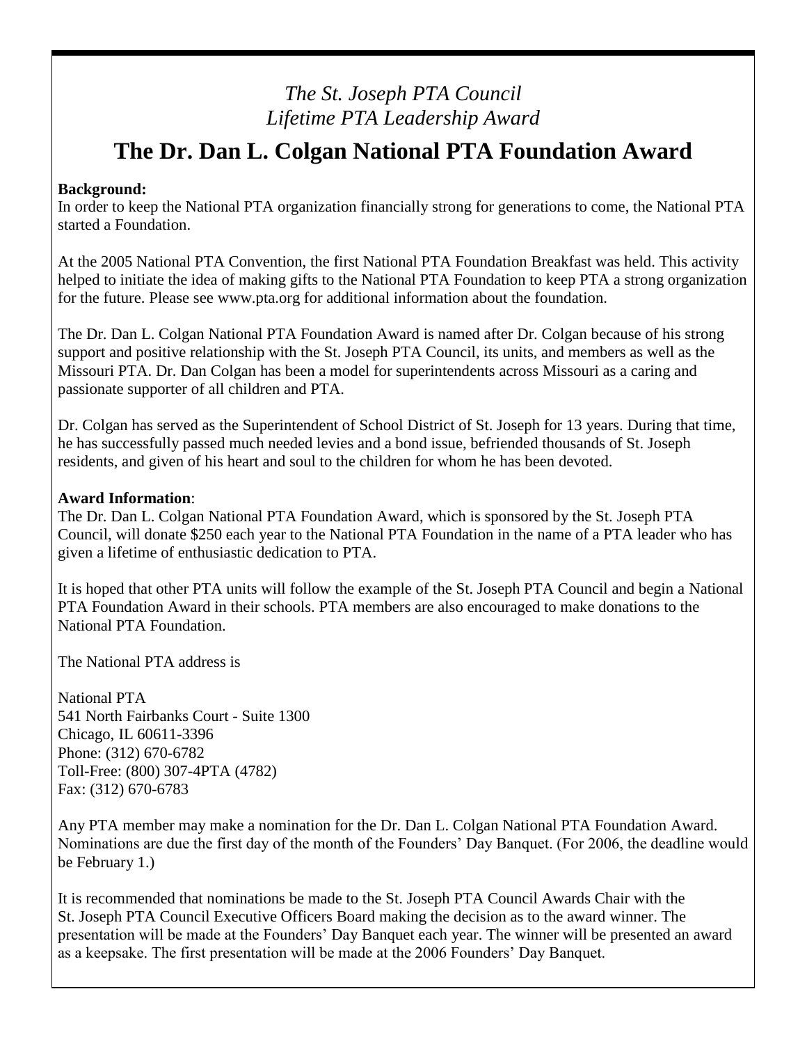*The St. Joseph PTA Council*
*Lifetime PTA Leadership Award*

# The Dr. Dan L. Colgan National PTA Foundation Award

**Background:**
In order to keep the National PTA organization financially strong for generations to come, the National PTA started a Foundation.

At the 2005 National PTA Convention, the first National PTA Foundation Breakfast was held. This activity helped to initiate the idea of making gifts to the National PTA Foundation to keep PTA a strong organization for the future. Please see www.pta.org for additional information about the foundation.

The Dr. Dan L. Colgan National PTA Foundation Award is named after Dr. Colgan because of his strong support and positive relationship with the St. Joseph PTA Council, its units, and members as well as the Missouri PTA. Dr. Dan Colgan has been a model for superintendents across Missouri as a caring and passionate supporter of all children and PTA.

Dr. Colgan has served as the Superintendent of School District of St. Joseph for 13 years. During that time, he has successfully passed much needed levies and a bond issue, befriended thousands of St. Joseph residents, and given of his heart and soul to the children for whom he has been devoted.

**Award Information**:
The Dr. Dan L. Colgan National PTA Foundation Award, which is sponsored by the St. Joseph PTA Council, will donate $250 each year to the National PTA Foundation in the name of a PTA leader who has given a lifetime of enthusiastic dedication to PTA.

It is hoped that other PTA units will follow the example of the St. Joseph PTA Council and begin a National PTA Foundation Award in their schools. PTA members are also encouraged to make donations to the National PTA Foundation.

The National PTA address is

National PTA
541 North Fairbanks Court - Suite 1300
Chicago, IL 60611-3396
Phone: (312) 670-6782
Toll-Free: (800) 307-4PTA (4782)
Fax: (312) 670-6783

Any PTA member may make a nomination for the Dr. Dan L. Colgan National PTA Foundation Award. Nominations are due the first day of the month of the Founders' Day Banquet. (For 2006, the deadline would be February 1.)

It is recommended that nominations be made to the St. Joseph PTA Council Awards Chair with the St. Joseph PTA Council Executive Officers Board making the decision as to the award winner. The presentation will be made at the Founders' Day Banquet each year. The winner will be presented an award as a keepsake. The first presentation will be made at the 2006 Founders' Day Banquet.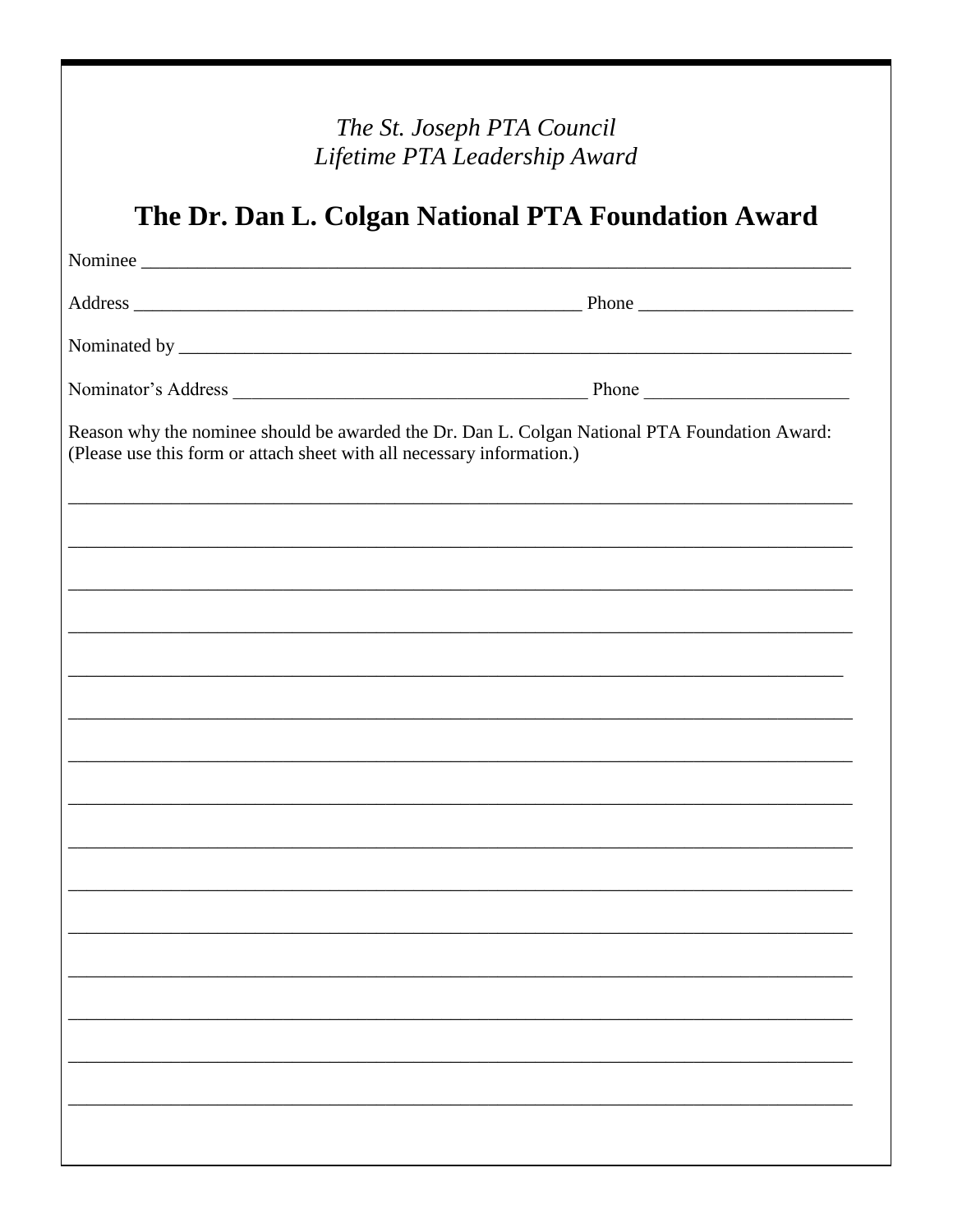*The St. Joseph PTA Council*
*Lifetime PTA Leadership Award*

# The Dr. Dan L. Colgan National PTA Foundation Award

Nominee ______________________________________________________________________________

Address ________________________________________________ Phone ______________________

Nominated by ___________________________________________________________________________

Nominator's Address _______________________________________ Phone ____________________

Reason why the nominee should be awarded the Dr. Dan L. Colgan National PTA Foundation Award:
(Please use this form or attach sheet with all necessary information.)

_______________________________________________________________________________________

_______________________________________________________________________________________

_______________________________________________________________________________________

_______________________________________________________________________________________

_______________________________________________________________________________________

_______________________________________________________________________________________

_______________________________________________________________________________________

_______________________________________________________________________________________

_______________________________________________________________________________________

_______________________________________________________________________________________

_______________________________________________________________________________________

_______________________________________________________________________________________

_______________________________________________________________________________________

_______________________________________________________________________________________

_______________________________________________________________________________________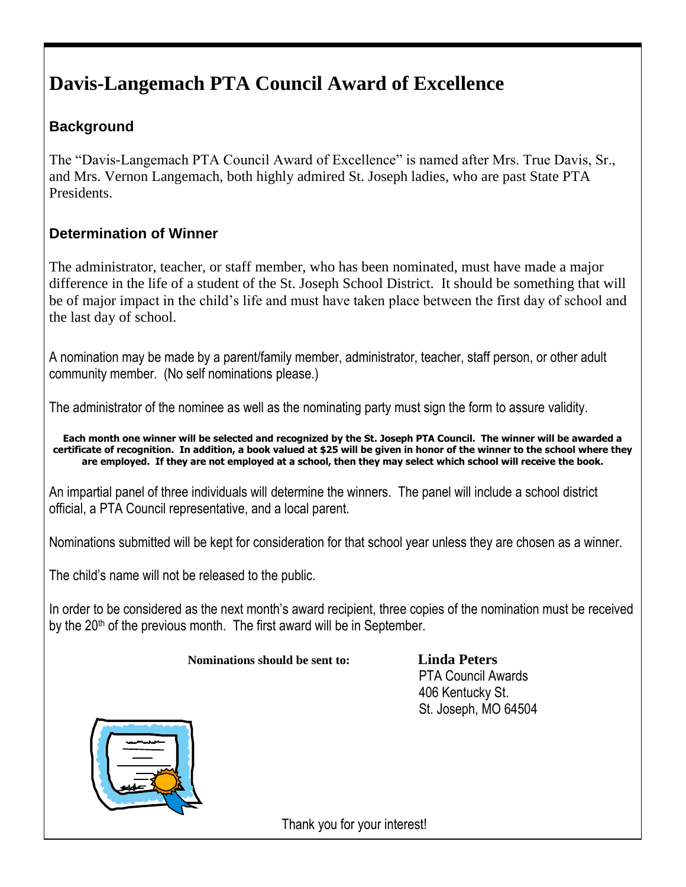# Davis-Langemach PTA Council Award of Excellence

## Background

The "Davis-Langemach PTA Council Award of Excellence" is named after Mrs. True Davis, Sr., and Mrs. Vernon Langemach, both highly admired St. Joseph ladies, who are past State PTA Presidents.

## Determination of Winner

The administrator, teacher, or staff member, who has been nominated, must have made a major difference in the life of a student of the St. Joseph School District. It should be something that will be of major impact in the child's life and must have taken place between the first day of school and the last day of school.

A nomination may be made by a parent/family member, administrator, teacher, staff person, or other adult community member. (No self nominations please.)

The administrator of the nominee as well as the nominating party must sign the form to assure validity.

**Each month one winner will be selected and recognized by the St. Joseph PTA Council. The winner will be awarded a certificate of recognition. In addition, a book valued at $25 will be given in honor of the winner to the school where they are employed. If they are not employed at a school, then they may select which school will receive the book.**

An impartial panel of three individuals will determine the winners. The panel will include a school district official, a PTA Council representative, and a local parent.

Nominations submitted will be kept for consideration for that school year unless they are chosen as a winner.

The child's name will not be released to the public.

In order to be considered as the next month's award recipient, three copies of the nomination must be received by the 20th of the previous month. The first award will be in September.

**Nominations should be sent to:**

**Linda Peters**
PTA Council Awards
406 Kentucky St.
St. Joseph, MO 64504

Thank you for your interest!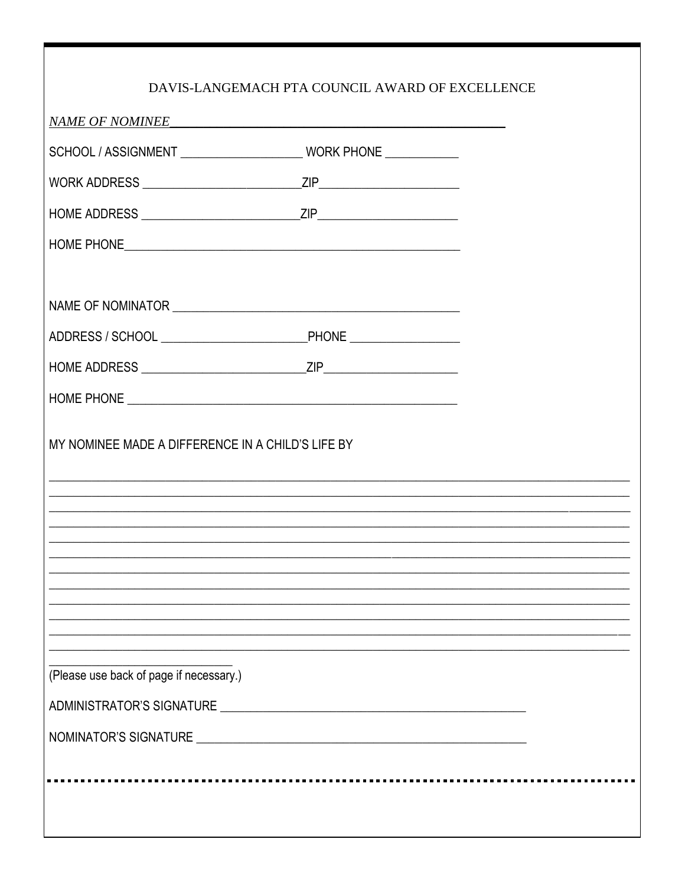DAVIS-LANGEMACH PTA COUNCIL AWARD OF EXCELLENCE

*NAME OF NOMINEE*\_\_\_\_\_\_\_\_\_\_\_\_\_\_\_\_\_\_\_\_\_\_\_\_\_\_\_\_\_\_\_\_\_\_\_\_\_\_\_\_\_\_\_\_\_\_\_\_\_\_\_\_

SCHOOL / ASSIGNMENT \_\_\_\_\_\_\_\_\_\_\_\_\_\_\_\_\_\_\_\_ WORK PHONE \_\_\_\_\_\_\_\_\_\_\_\_

WORK ADDRESS \_\_\_\_\_\_\_\_\_\_\_\_\_\_\_\_\_\_\_\_\_\_\_\_\_\_ZIP\_\_\_\_\_\_\_\_\_\_\_\_\_\_\_\_\_\_\_\_\_\_\_

HOME ADDRESS \_\_\_\_\_\_\_\_\_\_\_\_\_\_\_\_\_\_\_\_\_\_\_\_\_\_ZIP\_\_\_\_\_\_\_\_\_\_\_\_\_\_\_\_\_\_\_\_\_\_\_

HOME PHONE\_\_\_\_\_\_\_\_\_\_\_\_\_\_\_\_\_\_\_\_\_\_\_\_\_\_\_\_\_\_\_\_\_\_\_\_\_\_\_\_\_\_\_\_\_\_\_\_\_\_\_\_\_\_\_\_\_\_

NAME OF NOMINATOR \_\_\_\_\_\_\_\_\_\_\_\_\_\_\_\_\_\_\_\_\_\_\_\_\_\_\_\_\_\_\_\_\_\_\_\_\_\_\_\_\_\_\_\_\_\_\_

ADDRESS / SCHOOL \_\_\_\_\_\_\_\_\_\_\_\_\_\_\_\_\_\_\_\_\_\_\_\_PHONE \_\_\_\_\_\_\_\_\_\_\_\_\_\_\_\_\_\_

HOME ADDRESS \_\_\_\_\_\_\_\_\_\_\_\_\_\_\_\_\_\_\_\_\_\_\_\_\_\_\_ZIP\_\_\_\_\_\_\_\_\_\_\_\_\_\_\_\_\_\_\_\_\_\_

HOME PHONE \_\_\_\_\_\_\_\_\_\_\_\_\_\_\_\_\_\_\_\_\_\_\_\_\_\_\_\_\_\_\_\_\_\_\_\_\_\_\_\_\_\_\_\_\_\_\_\_\_\_\_\_\_\_\_

MY NOMINEE MADE A DIFFERENCE IN A CHILD'S LIFE BY

\_\_\_\_\_\_\_\_\_\_\_\_\_\_\_\_\_\_\_\_\_\_\_\_\_\_\_\_\_\_\_\_\_\_\_\_\_\_\_\_\_\_\_\_\_\_\_\_\_\_\_\_\_\_\_\_\_\_\_\_\_\_\_\_\_\_\_\_\_\_\_\_\_\_\_\_\_\_\_\_\_\_\_\_\_\_\_\_\_\_\_\_\_\_\_\_\_\_\_\_\_\_

\_\_\_\_\_\_\_\_\_\_\_\_\_\_\_\_\_\_\_\_\_\_\_\_\_\_\_\_\_\_\_\_\_\_\_\_\_\_\_\_\_\_\_\_\_\_\_\_\_\_\_\_\_\_\_\_\_\_\_\_\_\_\_\_\_\_\_\_\_\_\_\_\_\_\_\_\_\_\_\_\_\_\_\_\_\_\_\_\_\_\_\_\_\_\_\_\_\_\_\_\_\_

\_\_\_\_\_\_\_\_\_\_\_\_\_\_\_\_\_\_\_\_\_\_\_\_\_\_\_\_\_\_\_\_\_\_\_\_\_\_\_\_\_\_\_\_\_\_\_\_\_\_\_\_\_\_\_\_\_\_\_\_\_\_\_\_\_\_\_\_\_\_\_\_\_\_\_\_\_\_\_\_\_\_\_\_\_\_\_\_\_\_\_\_\_\_\_\_\_\_\_\_\_\_

\_\_\_\_\_\_\_\_\_\_\_\_\_\_\_\_\_\_\_\_\_\_\_\_\_\_\_\_\_\_\_\_\_\_\_\_\_\_\_\_\_\_\_\_\_\_\_\_\_\_\_\_\_\_\_\_\_\_\_\_\_\_\_\_\_\_\_\_\_\_\_\_\_\_\_\_\_\_\_\_\_\_\_\_\_\_\_\_\_\_\_\_\_\_\_\_\_\_\_\_\_\_

\_\_\_\_\_\_\_\_\_\_\_\_\_\_\_\_\_\_\_\_\_\_\_\_\_\_\_\_\_\_\_\_\_\_\_\_\_\_\_\_\_\_\_\_\_\_\_\_\_\_\_\_\_\_\_\_\_\_\_\_\_\_\_\_\_\_\_\_\_\_\_\_\_\_\_\_\_\_\_\_\_\_\_\_\_\_\_\_\_\_\_\_\_\_\_\_\_\_\_\_\_\_

\_\_\_\_\_\_\_\_\_\_\_\_\_\_\_\_\_\_\_\_\_\_\_\_\_\_\_\_\_\_\_\_\_\_\_\_\_\_\_\_\_\_\_\_\_\_\_\_\_\_\_\_\_\_\_\_\_\_\_\_\_\_\_\_\_\_\_\_\_\_\_\_\_\_\_\_\_\_\_\_\_\_\_\_\_\_\_\_\_\_\_\_\_\_\_\_\_\_\_\_\_\_

\_\_\_\_\_\_\_\_\_\_\_\_\_\_\_\_\_\_\_\_\_\_\_\_\_\_\_\_\_\_\_\_\_\_\_\_\_\_\_\_\_\_\_\_\_\_\_\_\_\_\_\_\_\_\_\_\_\_\_\_\_\_\_\_\_\_\_\_\_\_\_\_\_\_\_\_\_\_\_\_\_\_\_\_\_\_\_\_\_\_\_\_\_\_\_\_\_\_\_\_\_\_

\_\_\_\_\_\_\_\_\_\_\_\_\_\_\_\_\_\_\_\_\_\_\_\_\_\_\_\_\_\_\_\_\_\_\_\_\_\_\_\_\_\_\_\_\_\_\_\_\_\_\_\_\_\_\_\_\_\_\_\_\_\_\_\_\_\_\_\_\_\_\_\_\_\_\_\_\_\_\_\_\_\_\_\_\_\_\_\_\_\_\_\_\_\_\_\_\_\_\_\_\_\_

\_\_\_\_\_\_\_\_\_\_\_\_\_\_\_\_\_\_\_\_\_\_\_\_\_\_\_\_\_\_\_\_\_\_\_\_\_\_\_\_\_\_\_\_\_\_\_\_\_\_\_\_\_\_\_\_\_\_\_\_\_\_\_\_\_\_\_\_\_\_\_\_\_\_\_\_\_\_\_\_\_\_\_\_\_\_\_\_\_\_\_\_\_\_\_\_\_\_\_\_\_\_

\_\_\_\_\_\_\_\_\_\_\_\_\_\_\_\_\_\_\_\_\_\_\_\_\_\_\_\_\_\_\_\_\_\_\_\_\_\_\_\_\_\_\_\_\_\_\_\_\_\_\_\_\_\_\_\_\_\_\_\_\_\_\_\_\_\_\_\_\_\_\_\_\_\_\_\_\_\_\_\_\_\_\_\_\_\_\_\_\_\_\_\_\_\_\_\_\_\_\_\_\_\_

\_\_\_\_\_\_\_\_\_\_\_\_\_\_\_\_\_\_\_\_\_\_\_\_\_\_\_\_\_\_\_\_\_\_\_\_\_\_\_\_\_\_\_\_\_\_\_\_\_\_\_\_\_\_\_\_\_\_\_\_\_\_\_\_\_\_\_\_\_\_\_\_\_\_\_\_\_\_\_\_\_\_\_\_\_\_\_\_\_\_\_\_\_\_\_\_\_\_\_\_\_\_

\_\_\_\_\_\_\_\_\_\_\_\_\_\_\_\_\_\_\_\_\_\_\_\_\_\_\_\_\_\_\_\_\_\_\_\_\_\_\_\_\_\_\_\_\_\_\_\_\_\_\_\_\_\_\_\_\_\_\_\_\_\_\_\_\_\_\_\_\_\_\_\_\_\_\_\_\_\_\_\_\_\_\_\_\_\_\_\_\_\_\_\_\_\_\_\_\_\_\_\_\_\_

\_\_\_\_\_\_\_\_\_\_\_\_\_\_\_\_\_\_\_\_\_\_\_\_\_\_\_\_\_\_\_\_\_\_\_\_\_\_\_\_\_\_\_\_\_\_\_\_\_\_\_\_\_\_\_\_\_\_\_\_\_\_\_\_\_\_\_\_\_\_\_\_\_\_\_\_\_\_\_\_\_\_\_\_\_\_\_\_\_\_\_\_\_\_\_\_\_\_\_\_\_\_

\_\_\_\_\_\_\_\_\_\_\_\_\_\_\_\_\_\_\_\_\_\_\_\_\_\_\_\_\_\_\_\_

(Please use back of page if necessary.)

ADMINISTRATOR'S SIGNATURE \_\_\_\_\_\_\_\_\_\_\_\_\_\_\_\_\_\_\_\_\_\_\_\_\_\_\_\_\_\_\_\_\_\_\_\_\_\_\_\_\_\_\_\_\_\_\_\_\_\_\_\_

NOMINATOR'S SIGNATURE \_\_\_\_\_\_\_\_\_\_\_\_\_\_\_\_\_\_\_\_\_\_\_\_\_\_\_\_\_\_\_\_\_\_\_\_\_\_\_\_\_\_\_\_\_\_\_\_\_\_\_\_\_\_\_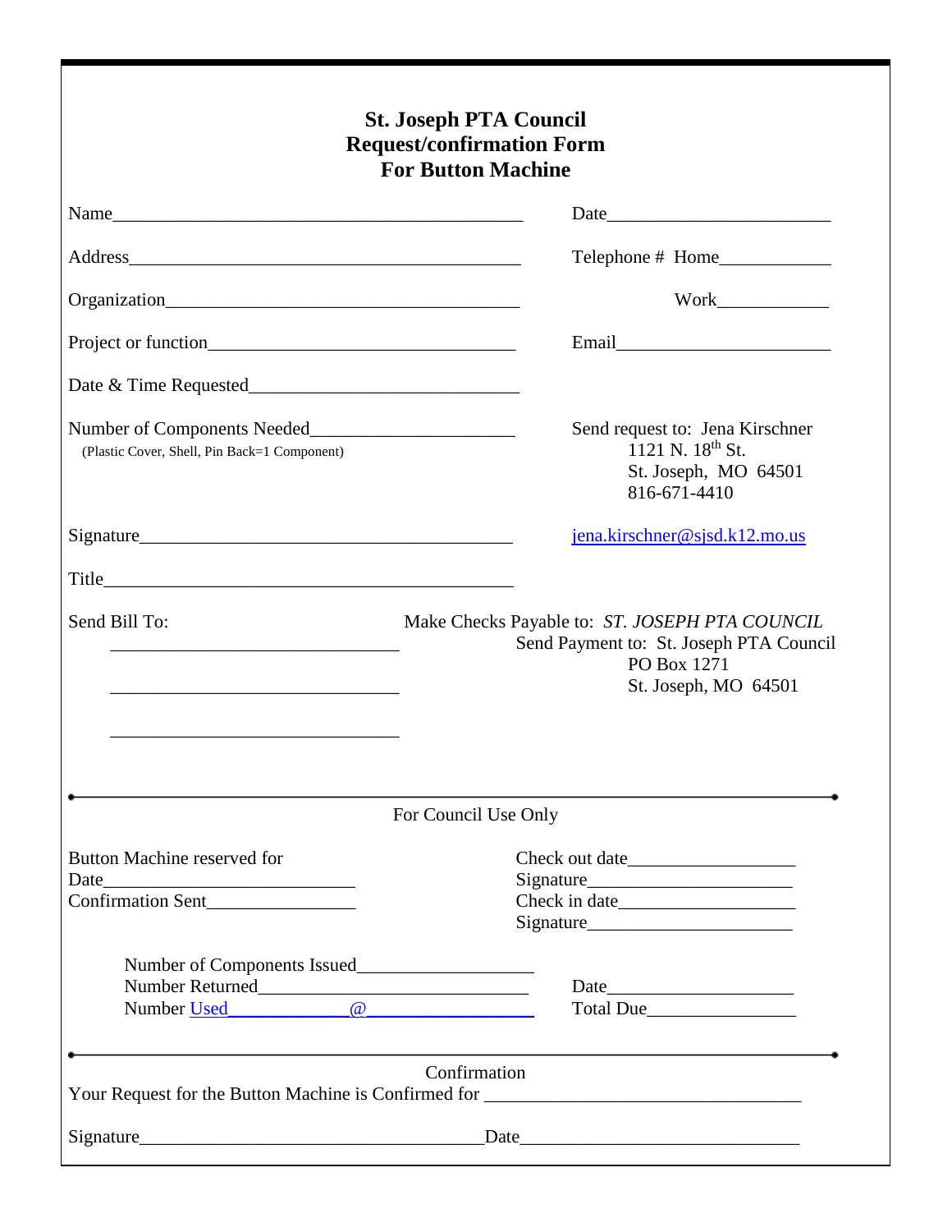**St. Joseph PTA Council**
**Request/confirmation Form**
**For Button Machine**

Name_____________________________________________ Date________________________

Address___________________________________________ Telephone # Home____________

Organization_______________________________________ Work____________

Project or function__________________________________ Email______________________

Date & Time Requested______________________________

Number of Components Needed______________________
(Plastic Cover, Shell, Pin Back=1 Component)

Send request to: Jena Kirschner
1121 N. 18th St.
St. Joseph, MO 64501
816-671-4410

Signature_________________________________________ jena.kirschner@sjsd.k12.mo.us

Title_____________________________________________

Send Bill To:
________________________________
________________________________
________________________________

Make Checks Payable to: *ST. JOSEPH PTA COUNCIL*
Send Payment to: St. Joseph PTA Council
PO Box 1271
St. Joseph, MO 64501

---

For Council Use Only

Button Machine reserved for
Date___________________________
Confirmation Sent_______________

Check out date_________________
Signature_____________________
Check in date__________________
Signature_____________________

Number of Components Issued___________________
Number Returned______________________________
Number Used_____________@_________________

Date____________________
Total Due________________

---

Confirmation

Your Request for the Button Machine is Confirmed for ___________________________________

Signature______________________________________Date_______________________________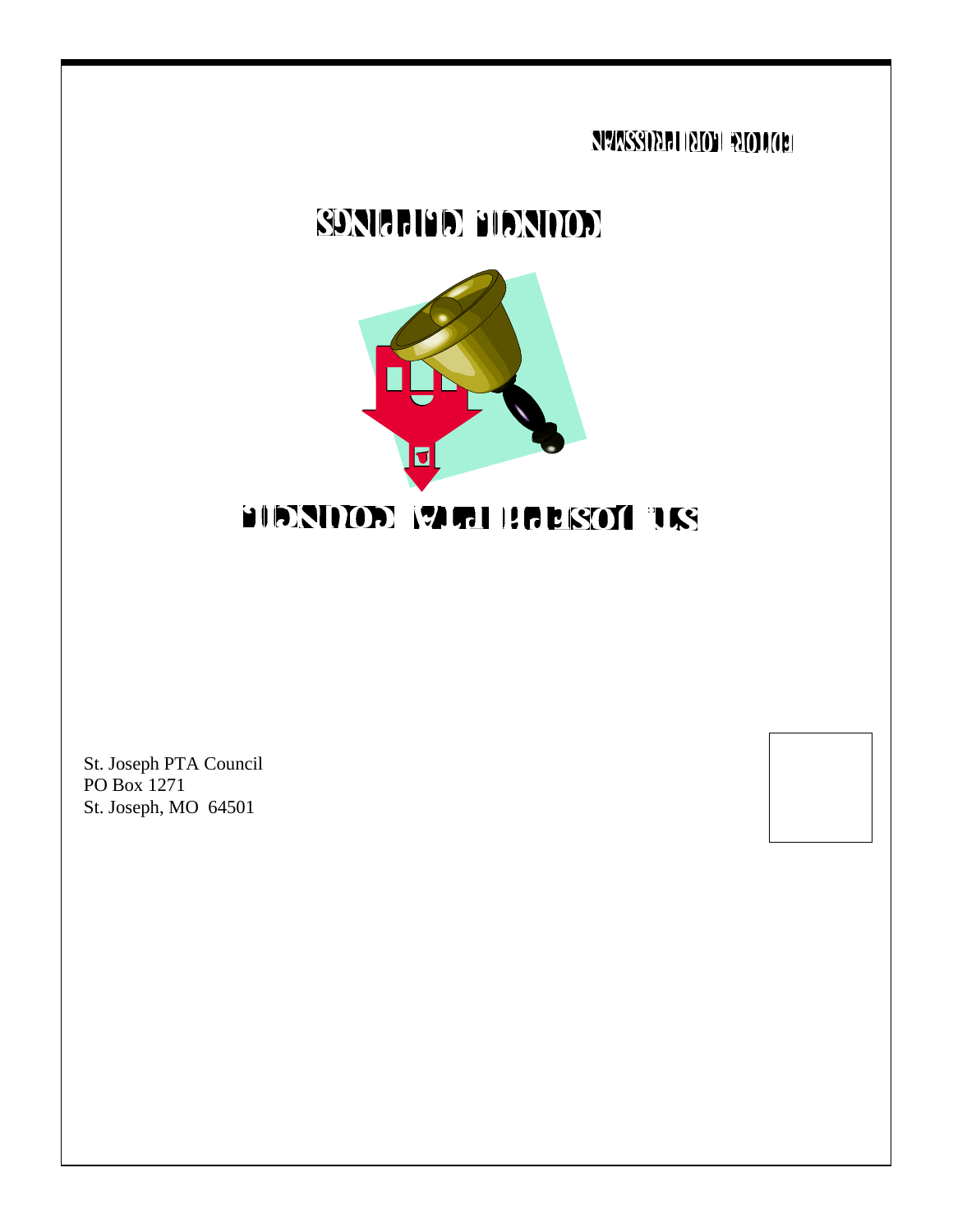EDITOR: LORI PRUSSMAN

COUNCIL CLIPPINGS

ST. JOSEPH PTA COUNCIL

St. Joseph PTA Council
PO Box 1271
St. Joseph, MO 64501